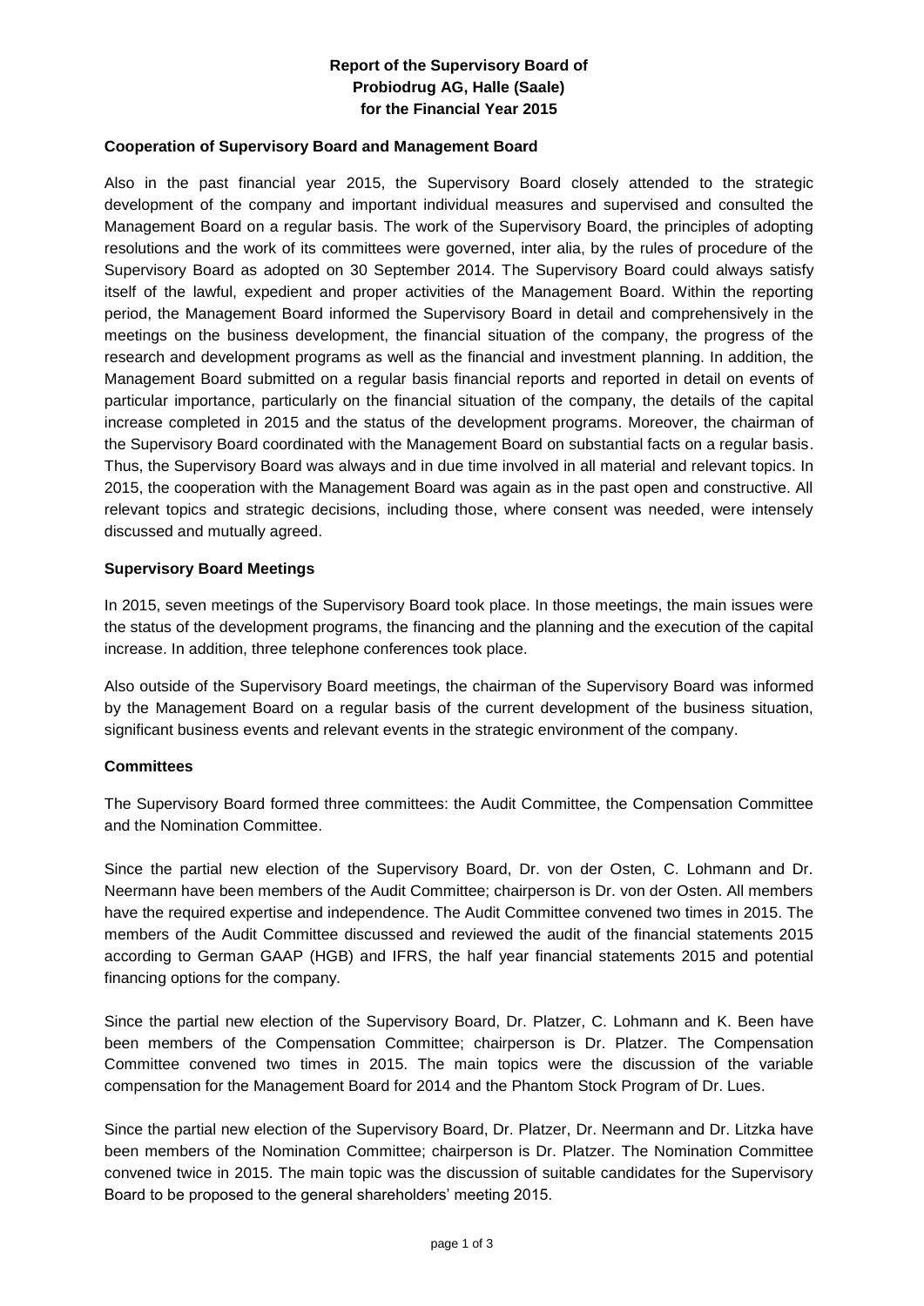# Report of the Supervisory Board of Probiodrug AG, Halle (Saale) for the Financial Year 2015

## Cooperation of Supervisory Board and Management Board

Also in the past financial year 2015, the Supervisory Board closely attended to the strategic development of the company and important individual measures and supervised and consulted the Management Board on a regular basis. The work of the Supervisory Board, the principles of adopting resolutions and the work of its committees were governed, inter alia, by the rules of procedure of the Supervisory Board as adopted on 30 September 2014. The Supervisory Board could always satisfy itself of the lawful, expedient and proper activities of the Management Board. Within the reporting period, the Management Board informed the Supervisory Board in detail and comprehensively in the meetings on the business development, the financial situation of the company, the progress of the research and development programs as well as the financial and investment planning. In addition, the Management Board submitted on a regular basis financial reports and reported in detail on events of particular importance, particularly on the financial situation of the company, the details of the capital increase completed in 2015 and the status of the development programs. Moreover, the chairman of the Supervisory Board coordinated with the Management Board on substantial facts on a regular basis. Thus, the Supervisory Board was always and in due time involved in all material and relevant topics. In 2015, the cooperation with the Management Board was again as in the past open and constructive. All relevant topics and strategic decisions, including those, where consent was needed, were intensely discussed and mutually agreed.

## Supervisory Board Meetings

In 2015, seven meetings of the Supervisory Board took place. In those meetings, the main issues were the status of the development programs, the financing and the planning and the execution of the capital increase. In addition, three telephone conferences took place.

Also outside of the Supervisory Board meetings, the chairman of the Supervisory Board was informed by the Management Board on a regular basis of the current development of the business situation, significant business events and relevant events in the strategic environment of the company.

## Committees

The Supervisory Board formed three committees: the Audit Committee, the Compensation Committee and the Nomination Committee.

Since the partial new election of the Supervisory Board, Dr. von der Osten, C. Lohmann and Dr. Neermann have been members of the Audit Committee; chairperson is Dr. von der Osten. All members have the required expertise and independence. The Audit Committee convened two times in 2015. The members of the Audit Committee discussed and reviewed the audit of the financial statements 2015 according to German GAAP (HGB) and IFRS, the half year financial statements 2015 and potential financing options for the company.

Since the partial new election of the Supervisory Board, Dr. Platzer, C. Lohmann and K. Been have been members of the Compensation Committee; chairperson is Dr. Platzer. The Compensation Committee convened two times in 2015. The main topics were the discussion of the variable compensation for the Management Board for 2014 and the Phantom Stock Program of Dr. Lues.

Since the partial new election of the Supervisory Board, Dr. Platzer, Dr. Neermann and Dr. Litzka have been members of the Nomination Committee; chairperson is Dr. Platzer. The Nomination Committee convened twice in 2015. The main topic was the discussion of suitable candidates for the Supervisory Board to be proposed to the general shareholders' meeting 2015.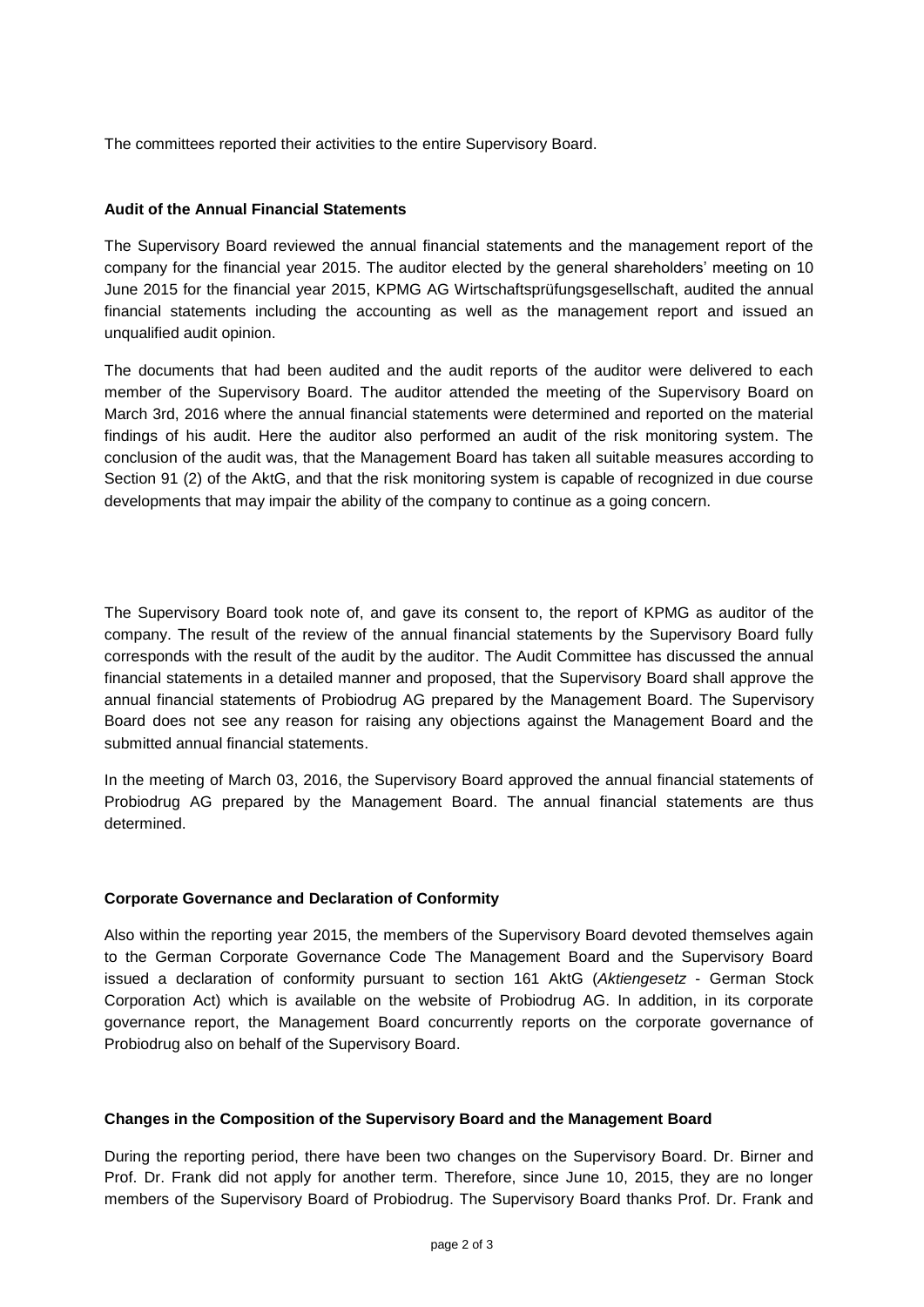The committees reported their activities to the entire Supervisory Board.

**Audit of the Annual Financial Statements**

The Supervisory Board reviewed the annual financial statements and the management report of the company for the financial year 2015. The auditor elected by the general shareholders' meeting on 10 June 2015 for the financial year 2015, KPMG AG Wirtschaftsprüfungsgesellschaft, audited the annual financial statements including the accounting as well as the management report and issued an unqualified audit opinion.

The documents that had been audited and the audit reports of the auditor were delivered to each member of the Supervisory Board. The auditor attended the meeting of the Supervisory Board on March 3rd, 2016 where the annual financial statements were determined and reported on the material findings of his audit. Here the auditor also performed an audit of the risk monitoring system. The conclusion of the audit was, that the Management Board has taken all suitable measures according to Section 91 (2) of the AktG, and that the risk monitoring system is capable of recognized in due course developments that may impair the ability of the company to continue as a going concern.

The Supervisory Board took note of, and gave its consent to, the report of KPMG as auditor of the company. The result of the review of the annual financial statements by the Supervisory Board fully corresponds with the result of the audit by the auditor. The Audit Committee has discussed the annual financial statements in a detailed manner and proposed, that the Supervisory Board shall approve the annual financial statements of Probiodrug AG prepared by the Management Board. The Supervisory Board does not see any reason for raising any objections against the Management Board and the submitted annual financial statements.

In the meeting of March 03, 2016, the Supervisory Board approved the annual financial statements of Probiodrug AG prepared by the Management Board. The annual financial statements are thus determined.

**Corporate Governance and Declaration of Conformity**

Also within the reporting year 2015, the members of the Supervisory Board devoted themselves again to the German Corporate Governance Code The Management Board and the Supervisory Board issued a declaration of conformity pursuant to section 161 AktG (*Aktiengesetz* - German Stock Corporation Act) which is available on the website of Probiodrug AG. In addition, in its corporate governance report, the Management Board concurrently reports on the corporate governance of Probiodrug also on behalf of the Supervisory Board.

**Changes in the Composition of the Supervisory Board and the Management Board**

During the reporting period, there have been two changes on the Supervisory Board. Dr. Birner and Prof. Dr. Frank did not apply for another term. Therefore, since June 10, 2015, they are no longer members of the Supervisory Board of Probiodrug. The Supervisory Board thanks Prof. Dr. Frank and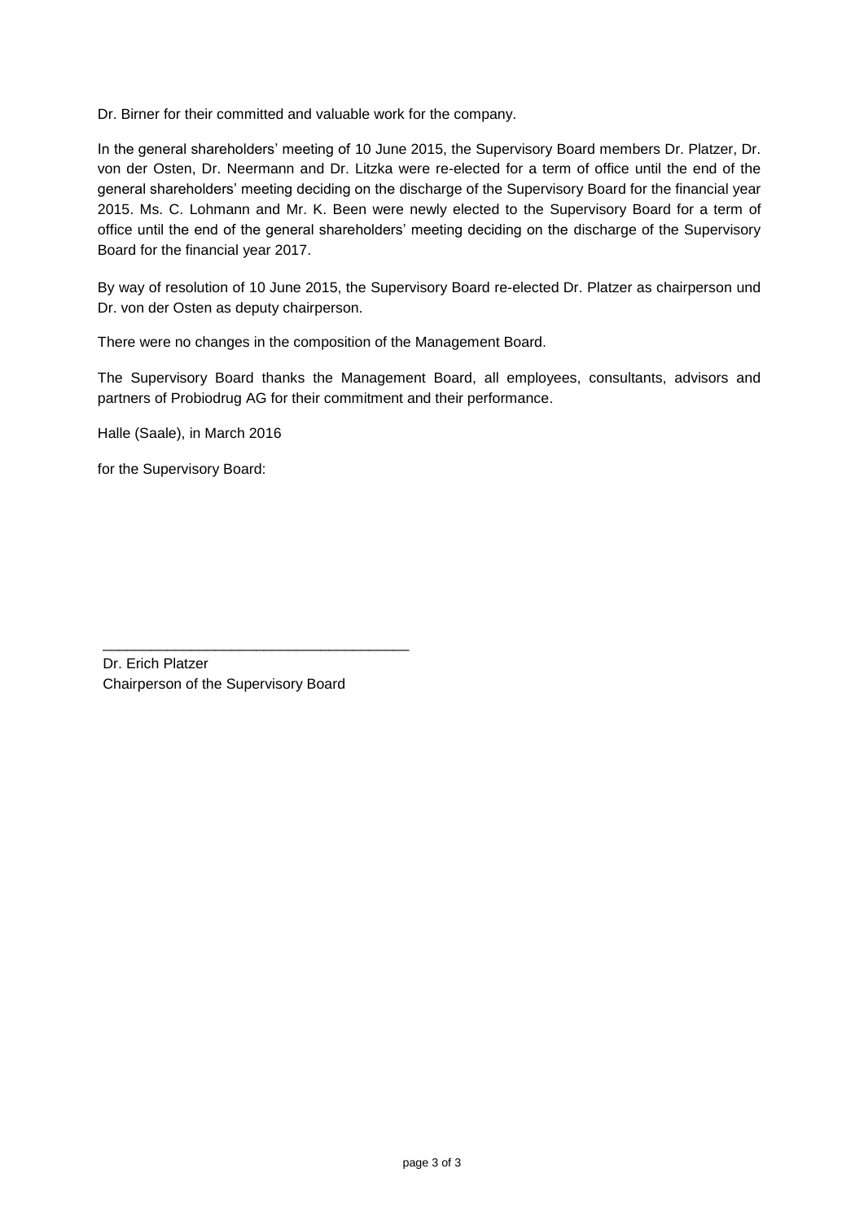Dr. Birner for their committed and valuable work for the company.

In the general shareholders' meeting of 10 June 2015, the Supervisory Board members Dr. Platzer, Dr. von der Osten, Dr. Neermann and Dr. Litzka were re-elected for a term of office until the end of the general shareholders' meeting deciding on the discharge of the Supervisory Board for the financial year 2015. Ms. C. Lohmann and Mr. K. Been were newly elected to the Supervisory Board for a term of office until the end of the general shareholders' meeting deciding on the discharge of the Supervisory Board for the financial year 2017.

By way of resolution of 10 June 2015, the Supervisory Board re-elected Dr. Platzer as chairperson und Dr. von der Osten as deputy chairperson.

There were no changes in the composition of the Management Board.

The Supervisory Board thanks the Management Board, all employees, consultants, advisors and partners of Probiodrug AG for their commitment and their performance.

Halle (Saale), in March 2016

for the Supervisory Board:

\_\_\_\_\_\_\_\_\_\_\_\_\_\_\_\_\_\_\_\_\_\_\_\_\_\_\_\_\_\_\_\_\_\_\_\_\_\_\_

Dr. Erich Platzer
Chairperson of the Supervisory Board